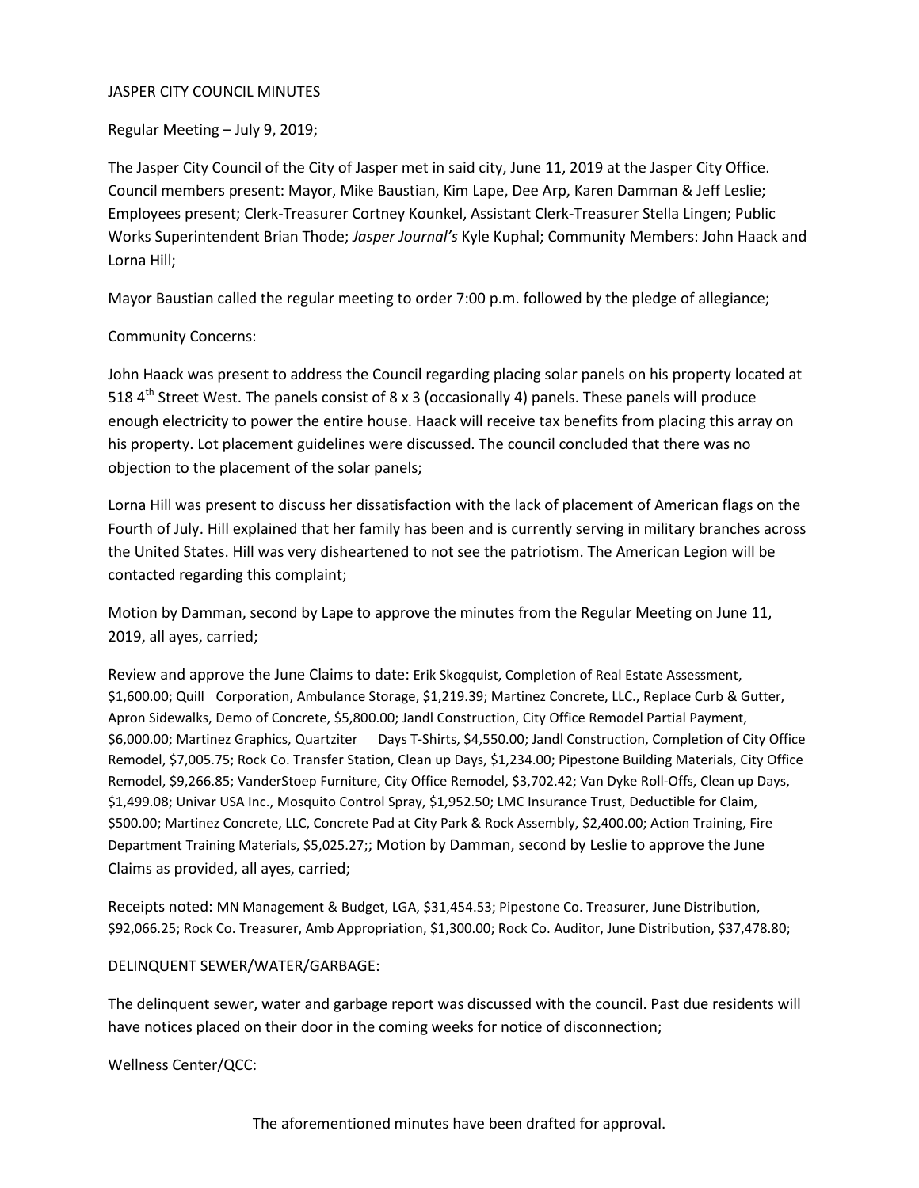JASPER CITY COUNCIL MINUTES

Regular Meeting – July 9, 2019;

The Jasper City Council of the City of Jasper met in said city, June 11, 2019 at the Jasper City Office. Council members present: Mayor, Mike Baustian, Kim Lape, Dee Arp, Karen Damman & Jeff Leslie; Employees present; Clerk-Treasurer Cortney Kounkel, Assistant Clerk-Treasurer Stella Lingen; Public Works Superintendent Brian Thode; *Jasper Journal's* Kyle Kuphal; Community Members: John Haack and Lorna Hill;

Mayor Baustian called the regular meeting to order 7:00 p.m. followed by the pledge of allegiance;

Community Concerns:

John Haack was present to address the Council regarding placing solar panels on his property located at 518 4th Street West. The panels consist of 8 x 3 (occasionally 4) panels. These panels will produce enough electricity to power the entire house. Haack will receive tax benefits from placing this array on his property. Lot placement guidelines were discussed. The council concluded that there was no objection to the placement of the solar panels;

Lorna Hill was present to discuss her dissatisfaction with the lack of placement of American flags on the Fourth of July. Hill explained that her family has been and is currently serving in military branches across the United States. Hill was very disheartened to not see the patriotism. The American Legion will be contacted regarding this complaint;

Motion by Damman, second by Lape to approve the minutes from the Regular Meeting on June 11, 2019, all ayes, carried;

Review and approve the June Claims to date: Erik Skogquist, Completion of Real Estate Assessment, $1,600.00; Quill Corporation, Ambulance Storage, $1,219.39; Martinez Concrete, LLC., Replace Curb & Gutter, Apron Sidewalks, Demo of Concrete, $5,800.00; Jandl Construction, City Office Remodel Partial Payment, $6,000.00; Martinez Graphics, Quartziter Days T-Shirts, $4,550.00; Jandl Construction, Completion of City Office Remodel, $7,005.75; Rock Co. Transfer Station, Clean up Days, $1,234.00; Pipestone Building Materials, City Office Remodel, $9,266.85; VanderStoep Furniture, City Office Remodel, $3,702.42; Van Dyke Roll-Offs, Clean up Days, $1,499.08; Univar USA Inc., Mosquito Control Spray, $1,952.50; LMC Insurance Trust, Deductible for Claim, $500.00; Martinez Concrete, LLC, Concrete Pad at City Park & Rock Assembly, $2,400.00; Action Training, Fire Department Training Materials, $5,025.27;; Motion by Damman, second by Leslie to approve the June Claims as provided, all ayes, carried;

Receipts noted: MN Management & Budget, LGA, $31,454.53; Pipestone Co. Treasurer, June Distribution, $92,066.25; Rock Co. Treasurer, Amb Appropriation, $1,300.00; Rock Co. Auditor, June Distribution, $37,478.80;

DELINQUENT SEWER/WATER/GARBAGE:

The delinquent sewer, water and garbage report was discussed with the council. Past due residents will have notices placed on their door in the coming weeks for notice of disconnection;

Wellness Center/QCC:

The aforementioned minutes have been drafted for approval.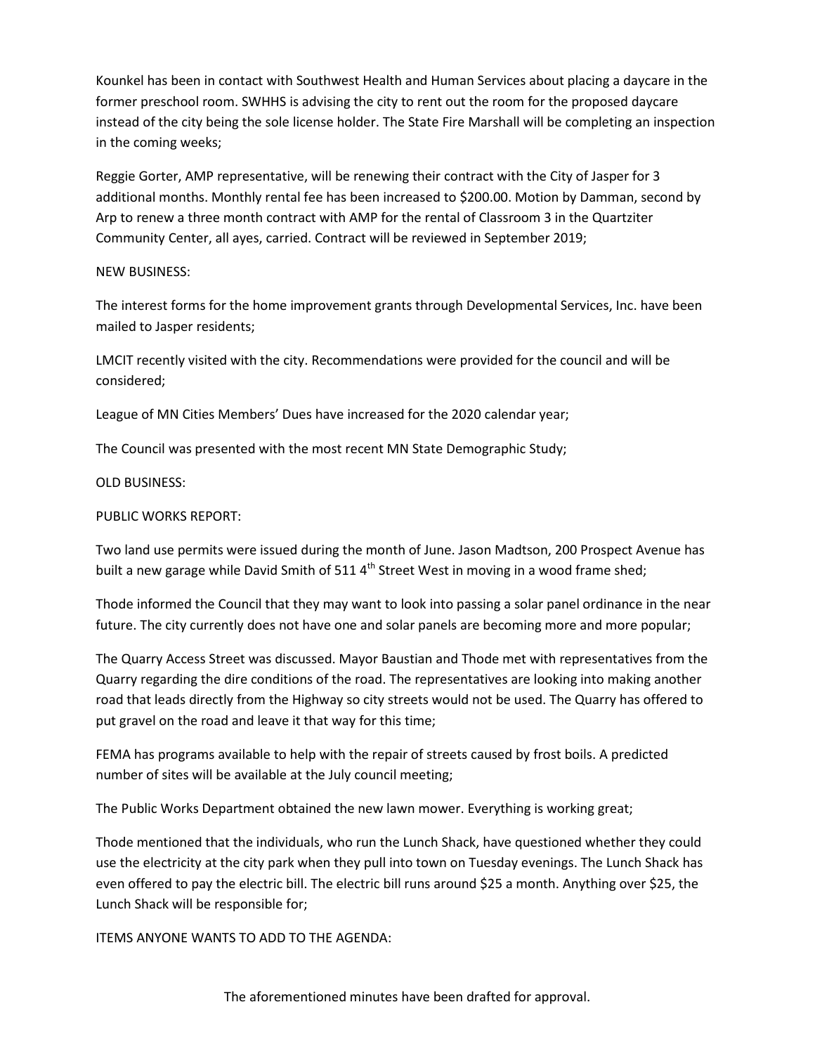Kounkel has been in contact with Southwest Health and Human Services about placing a daycare in the former preschool room. SWHHS is advising the city to rent out the room for the proposed daycare instead of the city being the sole license holder. The State Fire Marshall will be completing an inspection in the coming weeks;

Reggie Gorter, AMP representative, will be renewing their contract with the City of Jasper for 3 additional months. Monthly rental fee has been increased to $200.00. Motion by Damman, second by Arp to renew a three month contract with AMP for the rental of Classroom 3 in the Quartziter Community Center, all ayes, carried. Contract will be reviewed in September 2019;

NEW BUSINESS:

The interest forms for the home improvement grants through Developmental Services, Inc. have been mailed to Jasper residents;

LMCIT recently visited with the city. Recommendations were provided for the council and will be considered;

League of MN Cities Members' Dues have increased for the 2020 calendar year;

The Council was presented with the most recent MN State Demographic Study;

OLD BUSINESS:

PUBLIC WORKS REPORT:

Two land use permits were issued during the month of June. Jason Madtson, 200 Prospect Avenue has built a new garage while David Smith of 511 4th Street West in moving in a wood frame shed;

Thode informed the Council that they may want to look into passing a solar panel ordinance in the near future. The city currently does not have one and solar panels are becoming more and more popular;

The Quarry Access Street was discussed. Mayor Baustian and Thode met with representatives from the Quarry regarding the dire conditions of the road. The representatives are looking into making another road that leads directly from the Highway so city streets would not be used. The Quarry has offered to put gravel on the road and leave it that way for this time;

FEMA has programs available to help with the repair of streets caused by frost boils. A predicted number of sites will be available at the July council meeting;

The Public Works Department obtained the new lawn mower. Everything is working great;

Thode mentioned that the individuals, who run the Lunch Shack, have questioned whether they could use the electricity at the city park when they pull into town on Tuesday evenings. The Lunch Shack has even offered to pay the electric bill. The electric bill runs around $25 a month. Anything over $25, the Lunch Shack will be responsible for;

ITEMS ANYONE WANTS TO ADD TO THE AGENDA:

The aforementioned minutes have been drafted for approval.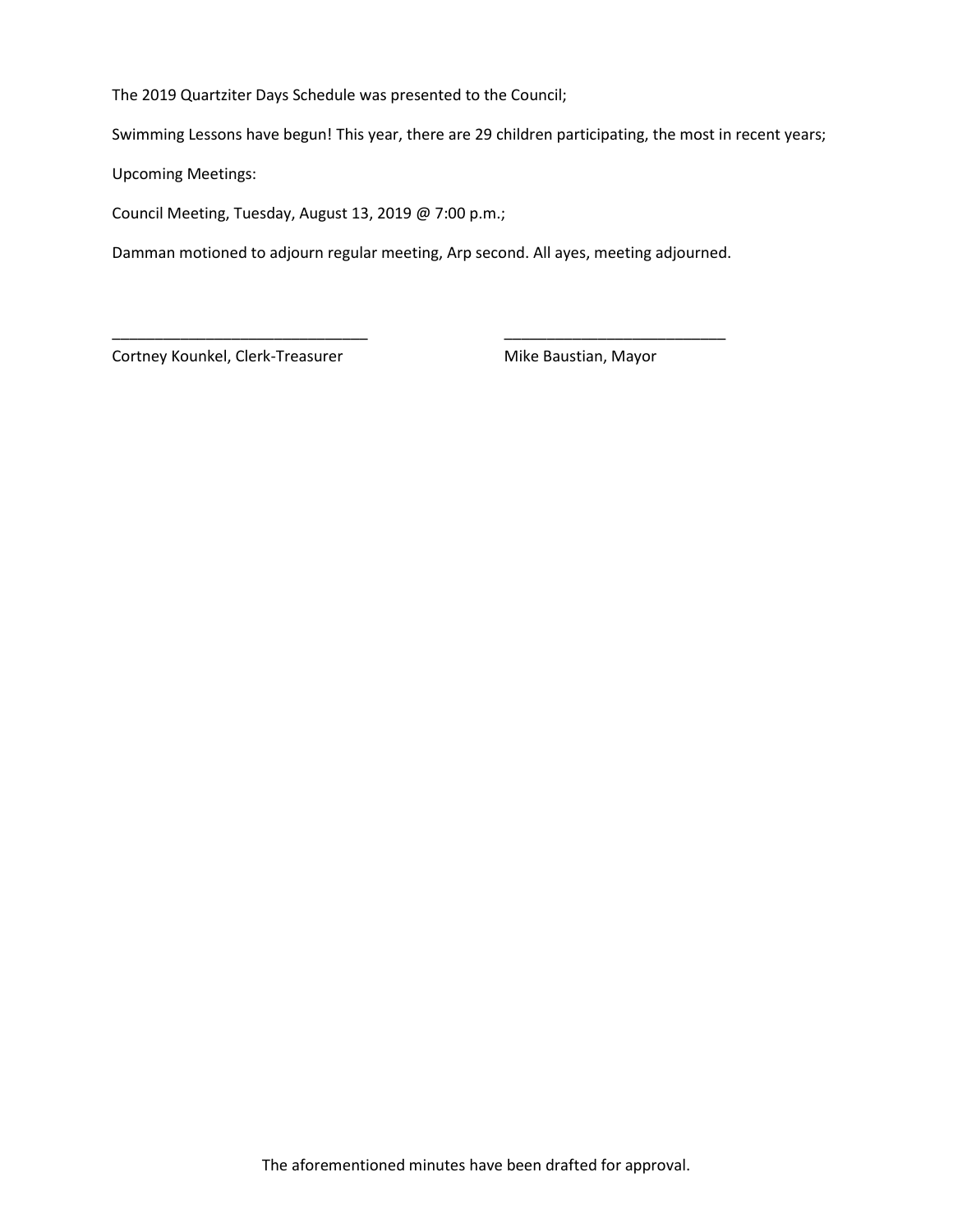The 2019 Quartziter Days Schedule was presented to the Council;

Swimming Lessons have begun! This year, there are 29 children participating, the most in recent years;

Upcoming Meetings:

Council Meeting, Tuesday, August 13, 2019 @ 7:00 p.m.;

Damman motioned to adjourn regular meeting, Arp second. All ayes, meeting adjourned.

| | |
|---|---|
| ______________________________ | __________________________ |
| Cortney Kounkel, Clerk-Treasurer | Mike Baustian, Mayor |

The aforementioned minutes have been drafted for approval.